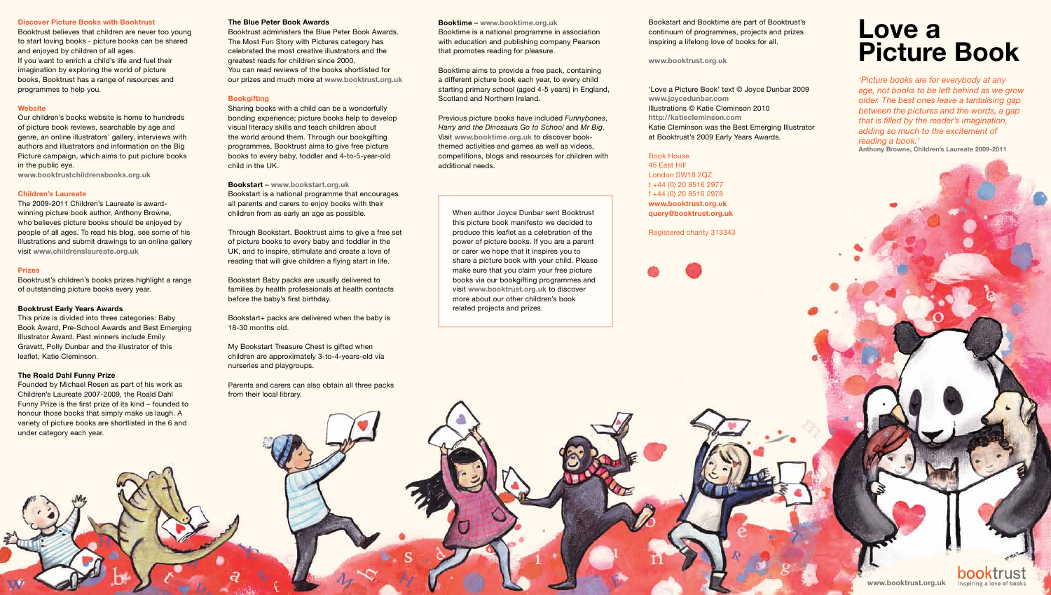## Discover Picture Books with Booktrust

Booktrust believes that children are never too young to start loving books - picture books can be shared and enjoyed by children of all ages.
If you want to enrich a child's life and fuel their imagination by exploring the world of picture books, Booktrust has a range of resources and programmes to help you.

### Website

Our children's books website is home to hundreds of picture book reviews, searchable by age and genre, an online illustrators' gallery, interviews with authors and illustrators and information on the Big Picture campaign, which aims to put picture books in the public eye.
**www.booktrustchildrensbooks.org.uk**

### Children's Laureate

The 2009-2011 Children's Laureate is award-winning picture book author, Anthony Browne, who believes picture books should be enjoyed by people of all ages. To read his blog, see some of his illustrations and submit drawings to an online gallery visit **www.childrenslaureate.org.uk**

### Prizes

Booktrust's children's books prizes highlight a range of outstanding picture books every year.

#### Booktrust Early Years Awards

This prize is divided into three categories: Baby Book Award, Pre-School Awards and Best Emerging Illustrator Award. Past winners include Emily Gravett, Polly Dunbar and the illustrator of this leaflet, Katie Cleminson.

#### The Roald Dahl Funny Prize

Founded by Michael Rosen as part of his work as Children's Laureate 2007-2009, the Roald Dahl Funny Prize is the first prize of its kind – founded to honour those books that simply make us laugh. A variety of picture books are shortlisted in the 6 and under category each year.

#### The Blue Peter Book Awards

Booktrust administers the Blue Peter Book Awards. The Most Fun Story with Pictures category has celebrated the most creative illustrators and the greatest reads for children since 2000.
You can read reviews of the books shortlisted for our prizes and much more at **www.booktrust.org.uk**

### Bookgifting

Sharing books with a child can be a wonderfully bonding experience; picture books help to develop visual literacy skills and teach children about the world around them. Through our bookgifting programmes, Booktrust aims to give free picture books to every baby, toddler and 4-to-5-year-old child in the UK.

#### Bookstart – www.bookstart.org.uk

Bookstart is a national programme that encourages all parents and carers to enjoy books with their children from as early an age as possible.

Through Bookstart, Booktrust aims to give a free set of picture books to every baby and toddler in the UK, and to inspire, stimulate and create a love of reading that will give children a flying start in life.

Bookstart Baby packs are usually delivered to families by health professionals at health contacts before the baby's first birthday.

Bookstart+ packs are delivered when the baby is 18-30 months old.

My Bookstart Treasure Chest is gifted when children are approximately 3-to-4-years-old via nurseries and playgroups.

Parents and carers can also obtain all three packs from their local library.

#### Booktime – www.booktime.org.uk

Booktime is a national programme in association with education and publishing company Pearson that promotes reading for pleasure.

Booktime aims to provide a free pack, containing a different picture book each year, to every child starting primary school (aged 4-5 years) in England, Scotland and Northern Ireland.

Previous picture books have included *Funnybones*, *Harry and the Dinosaurs Go to School* and *Mr Big*. Visit **www.booktime.org.uk** to discover book-themed activities and games as well as videos, competitions, blogs and resources for children with additional needs.

When author Joyce Dunbar sent Booktrust this picture book manifesto we decided to produce this leaflet as a celebration of the power of picture books. If you are a parent or carer we hope that it inspires you to share a picture book with your child. Please make sure that you claim your free picture books via our bookgifting programmes and visit **www.booktrust.org.uk** to discover more about our other children's book related projects and prizes.

Bookstart and Booktime are part of Booktrust's continuum of programmes, projects and prizes inspiring a lifelong love of books for all.

**www.booktrust.org.uk**

'Love a Picture Book' text © Joyce Dunbar 2009
**www.joycedunbar.com**
Illustrations © Katie Cleminson 2010
**http://katiecleminson.com**
Katie Cleminson was the Best Emerging Illustrator at Booktrust's 2009 Early Years Awards.

Book House
45 East Hill
London SW18 2QZ
t +44 (0) 20 8516 2977
f +44 (0) 20 8516 2978
**www.booktrust.org.uk**
**query@booktrust.org.uk**

Registered charity 313343

# Love a Picture Book

*'Picture books are for everybody at any age, not books to be left behind as we grow older. The best ones leave a tantalising gap between the pictures and the words, a gap that is filled by the reader's imagination, adding so much to the excitement of reading a book.'*
**Anthony Browne, Children's Laureate 2009-2011**

**www.booktrust.org.uk**

booktrust
Inspiring a love of books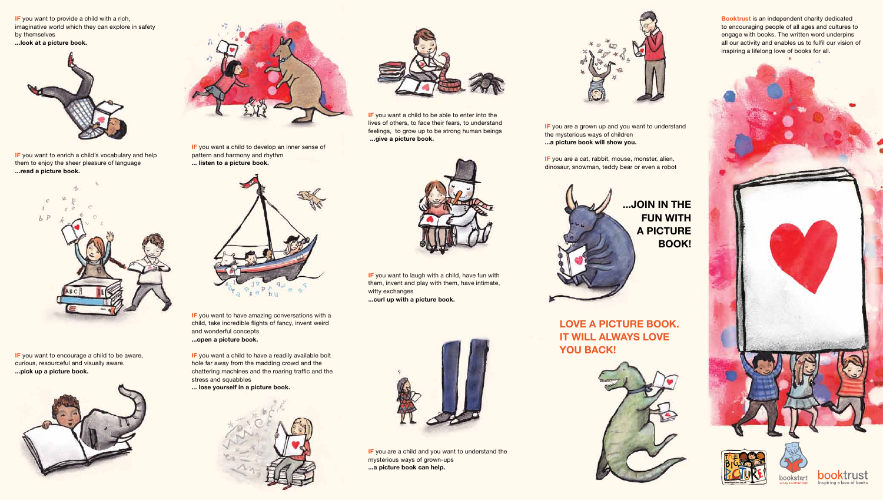**IF** you want to provide a child with a rich, imaginative world which they can explore in safety by themselves
**...look at a picture book.**

**IF** you want to enrich a child's vocabulary and help them to enjoy the sheer pleasure of language
**...read a picture book.**

**IF** you want to encourage a child to be aware, curious, resourceful and visually aware.
**...pick up a picture book.**

**IF** you want a child to develop an inner sense of pattern and harmony and rhythm
**... listen to a picture book.**

**IF** you want to have amazing conversations with a child, take incredible flights of fancy, invent weird and wonderful concepts
**...open a picture book.**

**IF** you want a child to have a readily available bolt hole far away from the madding crowd and the chattering machines and the roaring traffic and the stress and squabbles
**... lose yourself in a picture book.**

**IF** you want a child to be able to enter into the lives of others, to face their fears, to understand feelings, to grow up to be strong human beings
**...give a picture book.**

**IF** you want to laugh with a child, have fun with them, invent and play with them, have intimate, witty exchanges
**...curl up with a picture book.**

**IF** you are a child and you want to understand the mysterious ways of grown-ups
**...a picture book can help.**

**IF** you are a grown up and you want to understand the mysterious ways of children
**...a picture book will show you.**

**IF** you are a cat, rabbit, mouse, monster, alien, dinosaur, snowman, teddy bear or even a robot

**...JOIN IN THE FUN WITH A PICTURE BOOK!**

## LOVE A PICTURE BOOK. IT WILL ALWAYS LOVE YOU BACK!

**Booktrust** is an independent charity dedicated to encouraging people of all ages and cultures to engage with books. The written word underpins all our activity and enables us to fulfil our vision of inspiring a lifelong love of books for all.

The Big Picture — www.bigpicture.org.uk

bookstart — run by booktrust

booktrust — Inspiring a love of books